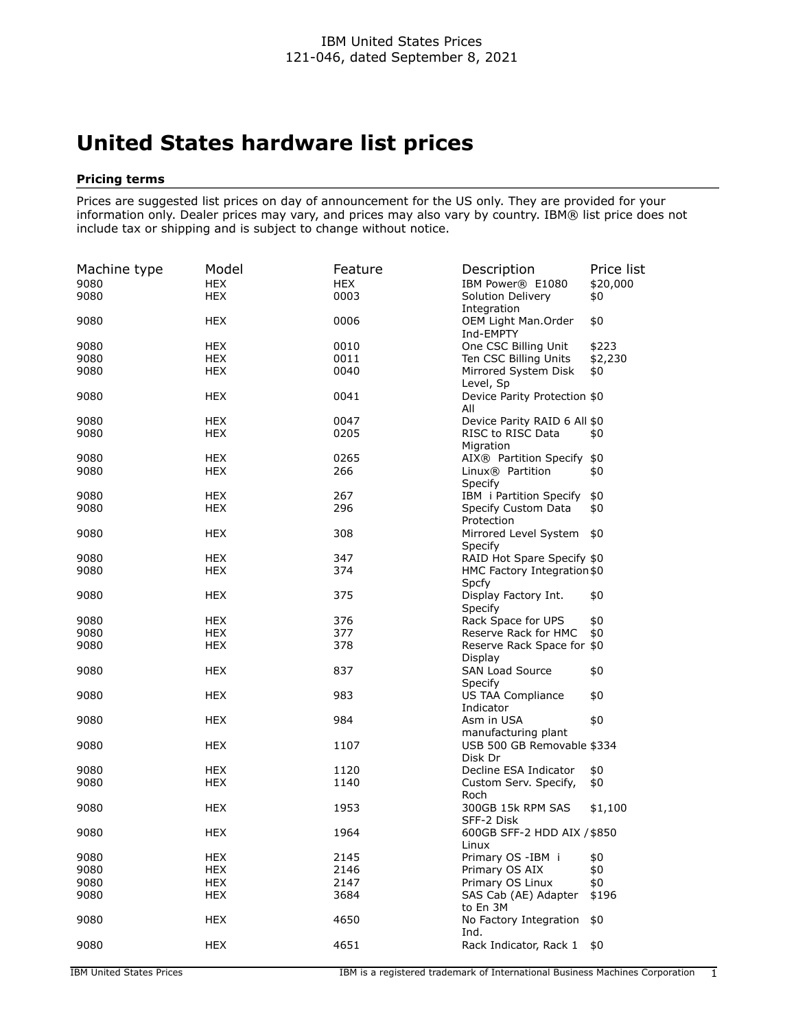IBM United States Prices
121-046, dated September 8, 2021

# United States hardware list prices

### Pricing terms

Prices are suggested list prices on day of announcement for the US only. They are provided for your information only. Dealer prices may vary, and prices may also vary by country. IBM® list price does not include tax or shipping and is subject to change without notice.

| Machine type | Model | Feature | Description | Price list |
|---|---|---|---|---|
| 9080 | HEX | HEX | IBM Power® E1080 | $20,000 |
| 9080 | HEX | 0003 | Solution Delivery Integration | $0 |
| 9080 | HEX | 0006 | OEM Light Man.Order Ind-EMPTY | $0 |
| 9080 | HEX | 0010 | One CSC Billing Unit | $223 |
| 9080 | HEX | 0011 | Ten CSC Billing Units | $2,230 |
| 9080 | HEX | 0040 | Mirrored System Disk Level, Sp | $0 |
| 9080 | HEX | 0041 | Device Parity Protection All | $0 |
| 9080 | HEX | 0047 | Device Parity RAID 6 All | $0 |
| 9080 | HEX | 0205 | RISC to RISC Data Migration | $0 |
| 9080 | HEX | 0265 | AIX® Partition Specify | $0 |
| 9080 | HEX | 266 | Linux® Partition Specify | $0 |
| 9080 | HEX | 267 | IBM i Partition Specify | $0 |
| 9080 | HEX | 296 | Specify Custom Data Protection | $0 |
| 9080 | HEX | 308 | Mirrored Level System Specify | $0 |
| 9080 | HEX | 347 | RAID Hot Spare Specify | $0 |
| 9080 | HEX | 374 | HMC Factory Integration Spcfy | $0 |
| 9080 | HEX | 375 | Display Factory Int. Specify | $0 |
| 9080 | HEX | 376 | Rack Space for UPS | $0 |
| 9080 | HEX | 377 | Reserve Rack for HMC | $0 |
| 9080 | HEX | 378 | Reserve Rack Space for Display | $0 |
| 9080 | HEX | 837 | SAN Load Source Specify | $0 |
| 9080 | HEX | 983 | US TAA Compliance Indicator | $0 |
| 9080 | HEX | 984 | Asm in USA manufacturing plant | $0 |
| 9080 | HEX | 1107 | USB 500 GB Removable Disk Dr | $334 |
| 9080 | HEX | 1120 | Decline ESA Indicator | $0 |
| 9080 | HEX | 1140 | Custom Serv. Specify, Roch | $0 |
| 9080 | HEX | 1953 | 300GB 15k RPM SAS SFF-2 Disk | $1,100 |
| 9080 | HEX | 1964 | 600GB SFF-2 HDD AIX / Linux | $850 |
| 9080 | HEX | 2145 | Primary OS -IBM i | $0 |
| 9080 | HEX | 2146 | Primary OS AIX | $0 |
| 9080 | HEX | 2147 | Primary OS Linux | $0 |
| 9080 | HEX | 3684 | SAS Cab (AE) Adapter to En 3M | $196 |
| 9080 | HEX | 4650 | No Factory Integration Ind. | $0 |
| 9080 | HEX | 4651 | Rack Indicator, Rack 1 | $0 |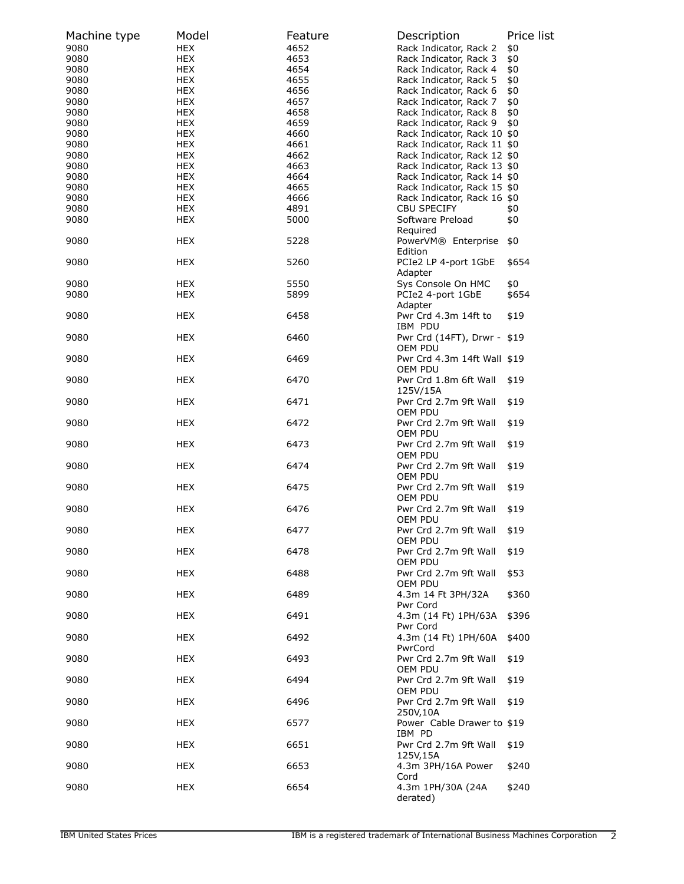| Machine type | Model | Feature | Description | Price list |
| --- | --- | --- | --- | --- |
| 9080 | HEX | 4652 | Rack Indicator, Rack 2 | $0 |
| 9080 | HEX | 4653 | Rack Indicator, Rack 3 | $0 |
| 9080 | HEX | 4654 | Rack Indicator, Rack 4 | $0 |
| 9080 | HEX | 4655 | Rack Indicator, Rack 5 | $0 |
| 9080 | HEX | 4656 | Rack Indicator, Rack 6 | $0 |
| 9080 | HEX | 4657 | Rack Indicator, Rack 7 | $0 |
| 9080 | HEX | 4658 | Rack Indicator, Rack 8 | $0 |
| 9080 | HEX | 4659 | Rack Indicator, Rack 9 | $0 |
| 9080 | HEX | 4660 | Rack Indicator, Rack 10 | $0 |
| 9080 | HEX | 4661 | Rack Indicator, Rack 11 | $0 |
| 9080 | HEX | 4662 | Rack Indicator, Rack 12 | $0 |
| 9080 | HEX | 4663 | Rack Indicator, Rack 13 | $0 |
| 9080 | HEX | 4664 | Rack Indicator, Rack 14 | $0 |
| 9080 | HEX | 4665 | Rack Indicator, Rack 15 | $0 |
| 9080 | HEX | 4666 | Rack Indicator, Rack 16 | $0 |
| 9080 | HEX | 4891 | CBU SPECIFY | $0 |
| 9080 | HEX | 5000 | Software Preload Required | $0 |
| 9080 | HEX | 5228 | PowerVM® Enterprise Edition | $0 |
| 9080 | HEX | 5260 | PCIe2 LP 4-port 1GbE Adapter | $654 |
| 9080 | HEX | 5550 | Sys Console On HMC | $0 |
| 9080 | HEX | 5899 | PCIe2 4-port 1GbE Adapter | $654 |
| 9080 | HEX | 6458 | Pwr Crd 4.3m 14ft to IBM PDU | $19 |
| 9080 | HEX | 6460 | Pwr Crd (14FT), Drwr - OEM PDU | $19 |
| 9080 | HEX | 6469 | Pwr Crd 4.3m 14ft Wall OEM PDU | $19 |
| 9080 | HEX | 6470 | Pwr Crd 1.8m 6ft Wall 125V/15A | $19 |
| 9080 | HEX | 6471 | Pwr Crd 2.7m 9ft Wall OEM PDU | $19 |
| 9080 | HEX | 6472 | Pwr Crd 2.7m 9ft Wall OEM PDU | $19 |
| 9080 | HEX | 6473 | Pwr Crd 2.7m 9ft Wall OEM PDU | $19 |
| 9080 | HEX | 6474 | Pwr Crd 2.7m 9ft Wall OEM PDU | $19 |
| 9080 | HEX | 6475 | Pwr Crd 2.7m 9ft Wall OEM PDU | $19 |
| 9080 | HEX | 6476 | Pwr Crd 2.7m 9ft Wall OEM PDU | $19 |
| 9080 | HEX | 6477 | Pwr Crd 2.7m 9ft Wall OEM PDU | $19 |
| 9080 | HEX | 6478 | Pwr Crd 2.7m 9ft Wall OEM PDU | $19 |
| 9080 | HEX | 6488 | Pwr Crd 2.7m 9ft Wall OEM PDU | $53 |
| 9080 | HEX | 6489 | 4.3m 14 Ft 3PH/32A Pwr Cord | $360 |
| 9080 | HEX | 6491 | 4.3m (14 Ft) 1PH/63A Pwr Cord | $396 |
| 9080 | HEX | 6492 | 4.3m (14 Ft) 1PH/60A PwrCord | $400 |
| 9080 | HEX | 6493 | Pwr Crd 2.7m 9ft Wall OEM PDU | $19 |
| 9080 | HEX | 6494 | Pwr Crd 2.7m 9ft Wall OEM PDU | $19 |
| 9080 | HEX | 6496 | Pwr Crd 2.7m 9ft Wall 250V,10A | $19 |
| 9080 | HEX | 6577 | Power Cable Drawer to IBM PD | $19 |
| 9080 | HEX | 6651 | Pwr Crd 2.7m 9ft Wall 125V,15A | $19 |
| 9080 | HEX | 6653 | 4.3m 3PH/16A Power Cord | $240 |
| 9080 | HEX | 6654 | 4.3m 1PH/30A (24A derated) | $240 |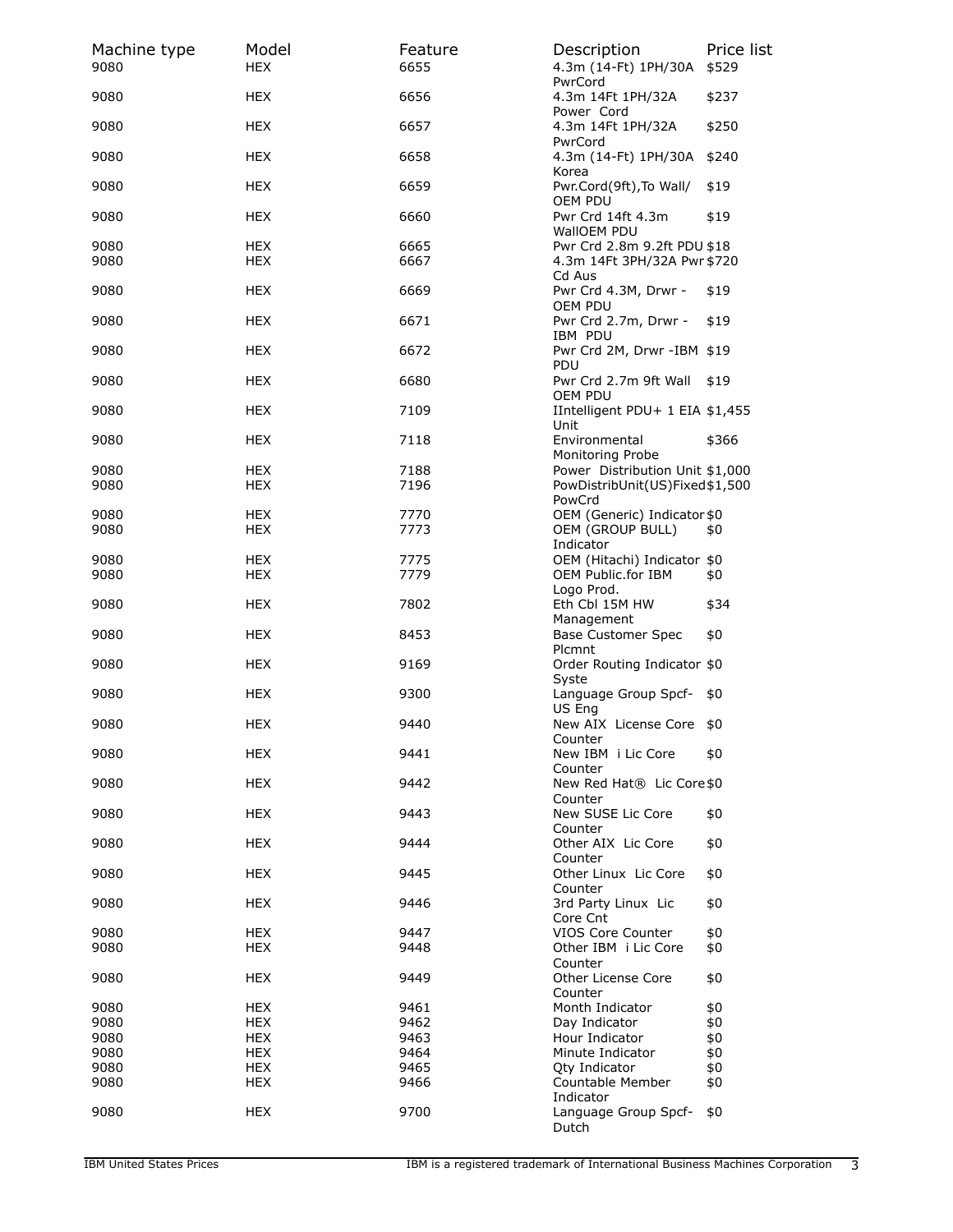| Machine type | Model | Feature | Description | Price list |
|---|---|---|---|---|
| 9080 | HEX | 6655 | 4.3m (14-Ft) 1PH/30A PwrCord | $529 |
| 9080 | HEX | 6656 | 4.3m 14Ft 1PH/32A Power Cord | $237 |
| 9080 | HEX | 6657 | 4.3m 14Ft 1PH/32A PwrCord | $250 |
| 9080 | HEX | 6658 | 4.3m (14-Ft) 1PH/30A Korea | $240 |
| 9080 | HEX | 6659 | Pwr.Cord(9ft),To Wall/ OEM PDU | $19 |
| 9080 | HEX | 6660 | Pwr Crd 14ft 4.3m WallOEM PDU | $19 |
| 9080 | HEX | 6665 | Pwr Crd 2.8m 9.2ft PDU | $18 |
| 9080 | HEX | 6667 | 4.3m 14Ft 3PH/32A Pwr Cd Aus | $720 |
| 9080 | HEX | 6669 | Pwr Crd 4.3M, Drwr - OEM PDU | $19 |
| 9080 | HEX | 6671 | Pwr Crd 2.7m, Drwr - IBM PDU | $19 |
| 9080 | HEX | 6672 | Pwr Crd 2M, Drwr -IBM PDU | $19 |
| 9080 | HEX | 6680 | Pwr Crd 2.7m 9ft Wall OEM PDU | $19 |
| 9080 | HEX | 7109 | IIntelligent PDU+ 1 EIA Unit | $1,455 |
| 9080 | HEX | 7118 | Environmental Monitoring Probe | $366 |
| 9080 | HEX | 7188 | Power Distribution Unit | $1,000 |
| 9080 | HEX | 7196 | PowDistribUnit(US)Fixed PowCrd | $1,500 |
| 9080 | HEX | 7770 | OEM (Generic) Indicator | $0 |
| 9080 | HEX | 7773 | OEM (GROUP BULL) Indicator | $0 |
| 9080 | HEX | 7775 | OEM (Hitachi) Indicator | $0 |
| 9080 | HEX | 7779 | OEM Public.for IBM Logo Prod. | $0 |
| 9080 | HEX | 7802 | Eth Cbl 15M HW Management | $34 |
| 9080 | HEX | 8453 | Base Customer Spec Plcmnt | $0 |
| 9080 | HEX | 9169 | Order Routing Indicator Syste | $0 |
| 9080 | HEX | 9300 | Language Group Spcf- US Eng | $0 |
| 9080 | HEX | 9440 | New AIX License Core Counter | $0 |
| 9080 | HEX | 9441 | New IBM i Lic Core Counter | $0 |
| 9080 | HEX | 9442 | New Red Hat® Lic Core Counter | $0 |
| 9080 | HEX | 9443 | New SUSE Lic Core Counter | $0 |
| 9080 | HEX | 9444 | Other AIX Lic Core Counter | $0 |
| 9080 | HEX | 9445 | Other Linux Lic Core Counter | $0 |
| 9080 | HEX | 9446 | 3rd Party Linux Lic Core Cnt | $0 |
| 9080 | HEX | 9447 | VIOS Core Counter | $0 |
| 9080 | HEX | 9448 | Other IBM i Lic Core Counter | $0 |
| 9080 | HEX | 9449 | Other License Core Counter | $0 |
| 9080 | HEX | 9461 | Month Indicator | $0 |
| 9080 | HEX | 9462 | Day Indicator | $0 |
| 9080 | HEX | 9463 | Hour Indicator | $0 |
| 9080 | HEX | 9464 | Minute Indicator | $0 |
| 9080 | HEX | 9465 | Qty Indicator | $0 |
| 9080 | HEX | 9466 | Countable Member Indicator | $0 |
| 9080 | HEX | 9700 | Language Group Spcf- Dutch | $0 |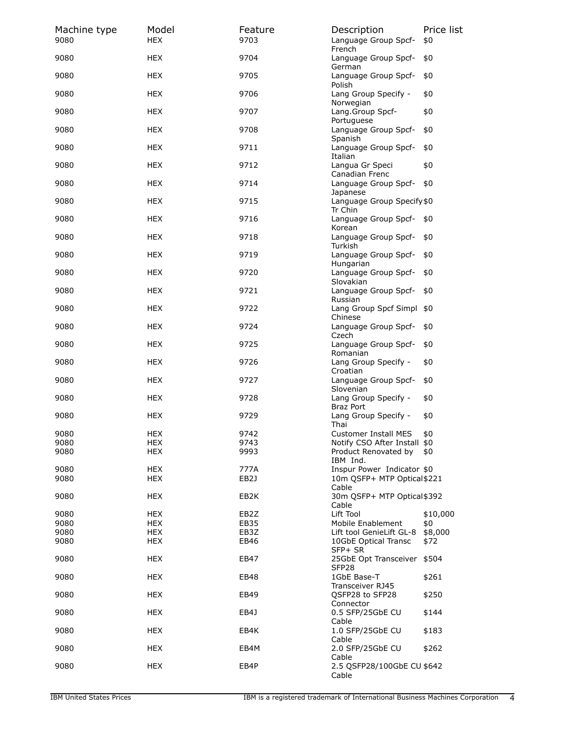| Machine type | Model | Feature | Description | Price list |
|---|---|---|---|---|
| 9080 | HEX | 9703 | Language Group Spcf-French | $0 |
| 9080 | HEX | 9704 | Language Group Spcf-German | $0 |
| 9080 | HEX | 9705 | Language Group Spcf-Polish | $0 |
| 9080 | HEX | 9706 | Lang Group Specify - Norwegian | $0 |
| 9080 | HEX | 9707 | Lang.Group Spcf-Portuguese | $0 |
| 9080 | HEX | 9708 | Language Group Spcf-Spanish | $0 |
| 9080 | HEX | 9711 | Language Group Spcf-Italian | $0 |
| 9080 | HEX | 9712 | Langua Gr Speci Canadian Frenc | $0 |
| 9080 | HEX | 9714 | Language Group Spcf-Japanese | $0 |
| 9080 | HEX | 9715 | Language Group Specify Tr Chin | $0 |
| 9080 | HEX | 9716 | Language Group Spcf-Korean | $0 |
| 9080 | HEX | 9718 | Language Group Spcf-Turkish | $0 |
| 9080 | HEX | 9719 | Language Group Spcf-Hungarian | $0 |
| 9080 | HEX | 9720 | Language Group Spcf-Slovakian | $0 |
| 9080 | HEX | 9721 | Language Group Spcf-Russian | $0 |
| 9080 | HEX | 9722 | Lang Group Spcf Simpl Chinese | $0 |
| 9080 | HEX | 9724 | Language Group Spcf-Czech | $0 |
| 9080 | HEX | 9725 | Language Group Spcf-Romanian | $0 |
| 9080 | HEX | 9726 | Lang Group Specify - Croatian | $0 |
| 9080 | HEX | 9727 | Language Group Spcf-Slovenian | $0 |
| 9080 | HEX | 9728 | Lang Group Specify - Braz Port | $0 |
| 9080 | HEX | 9729 | Lang Group Specify - Thai | $0 |
| 9080 | HEX | 9742 | Customer Install MES | $0 |
| 9080 | HEX | 9743 | Notify CSO After Install | $0 |
| 9080 | HEX | 9993 | Product Renovated by IBM Ind. | $0 |
| 9080 | HEX | 777A | Inspur Power Indicator | $0 |
| 9080 | HEX | EB2J | 10m QSFP+ MTP Optical Cable | $221 |
| 9080 | HEX | EB2K | 30m QSFP+ MTP Optical Cable | $392 |
| 9080 | HEX | EB2Z | Lift Tool | $10,000 |
| 9080 | HEX | EB35 | Mobile Enablement | $0 |
| 9080 | HEX | EB3Z | Lift tool GenieLift GL-8 | $8,000 |
| 9080 | HEX | EB46 | 10GbE Optical Transc SFP+ SR | $72 |
| 9080 | HEX | EB47 | 25GbE Opt Transceiver SFP28 | $504 |
| 9080 | HEX | EB48 | 1GbE Base-T Transceiver RJ45 | $261 |
| 9080 | HEX | EB49 | QSFP28 to SFP28 Connector | $250 |
| 9080 | HEX | EB4J | 0.5 SFP/25GbE CU Cable | $144 |
| 9080 | HEX | EB4K | 1.0 SFP/25GbE CU Cable | $183 |
| 9080 | HEX | EB4M | 2.0 SFP/25GbE CU Cable | $262 |
| 9080 | HEX | EB4P | 2.5 QSFP28/100GbE CU Cable | $642 |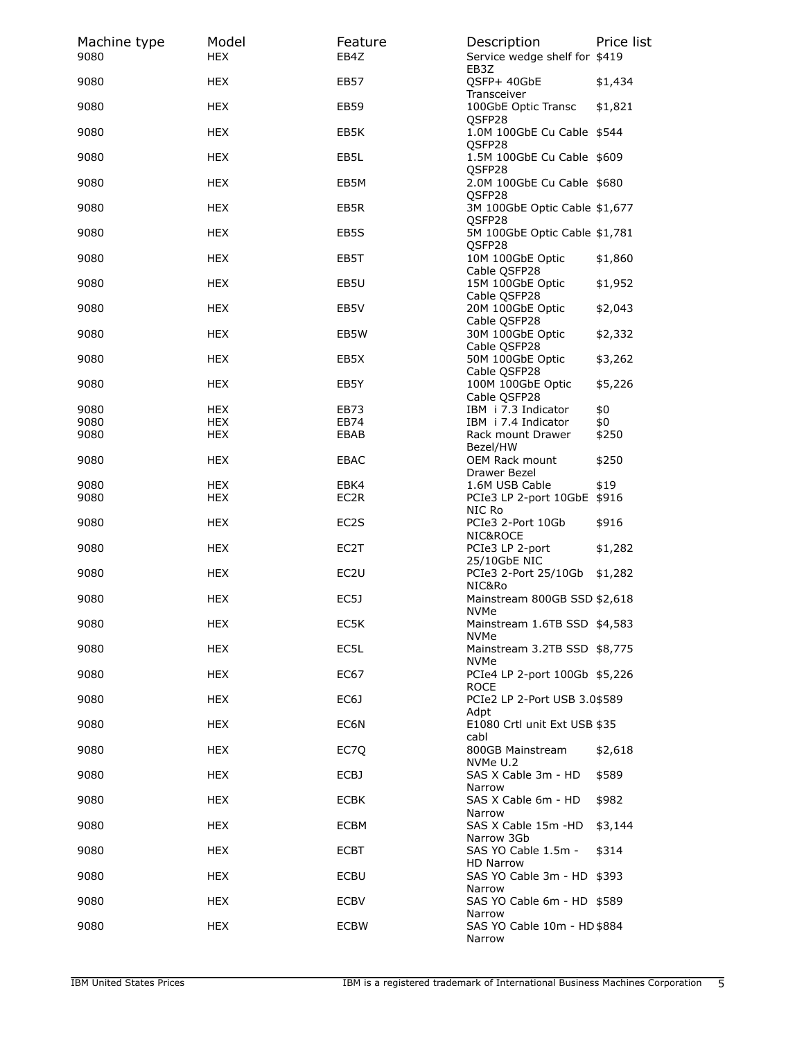| Machine type | Model | Feature | Description | Price list |
|---|---|---|---|---|
| 9080 | HEX | EB4Z | Service wedge shelf for EB3Z | $419 |
| 9080 | HEX | EB57 | QSFP+ 40GbE Transceiver | $1,434 |
| 9080 | HEX | EB59 | 100GbE Optic Transc QSFP28 | $1,821 |
| 9080 | HEX | EB5K | 1.0M 100GbE Cu Cable QSFP28 | $544 |
| 9080 | HEX | EB5L | 1.5M 100GbE Cu Cable QSFP28 | $609 |
| 9080 | HEX | EB5M | 2.0M 100GbE Cu Cable QSFP28 | $680 |
| 9080 | HEX | EB5R | 3M 100GbE Optic Cable QSFP28 | $1,677 |
| 9080 | HEX | EB5S | 5M 100GbE Optic Cable QSFP28 | $1,781 |
| 9080 | HEX | EB5T | 10M 100GbE Optic Cable QSFP28 | $1,860 |
| 9080 | HEX | EB5U | 15M 100GbE Optic Cable QSFP28 | $1,952 |
| 9080 | HEX | EB5V | 20M 100GbE Optic Cable QSFP28 | $2,043 |
| 9080 | HEX | EB5W | 30M 100GbE Optic Cable QSFP28 | $2,332 |
| 9080 | HEX | EB5X | 50M 100GbE Optic Cable QSFP28 | $3,262 |
| 9080 | HEX | EB5Y | 100M 100GbE Optic Cable QSFP28 | $5,226 |
| 9080 | HEX | EB73 | IBM i 7.3 Indicator | $0 |
| 9080 | HEX | EB74 | IBM i 7.4 Indicator | $0 |
| 9080 | HEX | EBAB | Rack mount Drawer Bezel/HW | $250 |
| 9080 | HEX | EBAC | OEM Rack mount Drawer Bezel | $250 |
| 9080 | HEX | EBK4 | 1.6M USB Cable | $19 |
| 9080 | HEX | EC2R | PCIe3 LP 2-port 10GbE NIC Ro | $916 |
| 9080 | HEX | EC2S | PCIe3 2-Port 10Gb NIC&ROCE | $916 |
| 9080 | HEX | EC2T | PCIe3 LP 2-port 25/10GbE NIC | $1,282 |
| 9080 | HEX | EC2U | PCIe3 2-Port 25/10Gb NIC&Ro | $1,282 |
| 9080 | HEX | EC5J | Mainstream 800GB SSD NVMe | $2,618 |
| 9080 | HEX | EC5K | Mainstream 1.6TB SSD NVMe | $4,583 |
| 9080 | HEX | EC5L | Mainstream 3.2TB SSD NVMe | $8,775 |
| 9080 | HEX | EC67 | PCIe4 LP 2-port 100Gb ROCE | $5,226 |
| 9080 | HEX | EC6J | PCIe2 LP 2-Port USB 3.0 Adpt | $589 |
| 9080 | HEX | EC6N | E1080 Crtl unit Ext USB cabl | $35 |
| 9080 | HEX | EC7Q | 800GB Mainstream NVMe U.2 | $2,618 |
| 9080 | HEX | ECBJ | SAS X Cable 3m - HD Narrow | $589 |
| 9080 | HEX | ECBK | SAS X Cable 6m - HD Narrow | $982 |
| 9080 | HEX | ECBM | SAS X Cable 15m -HD Narrow 3Gb | $3,144 |
| 9080 | HEX | ECBT | SAS YO Cable 1.5m - HD Narrow | $314 |
| 9080 | HEX | ECBU | SAS YO Cable 3m - HD Narrow | $393 |
| 9080 | HEX | ECBV | SAS YO Cable 6m - HD Narrow | $589 |
| 9080 | HEX | ECBW | SAS YO Cable 10m - HD Narrow | $884 |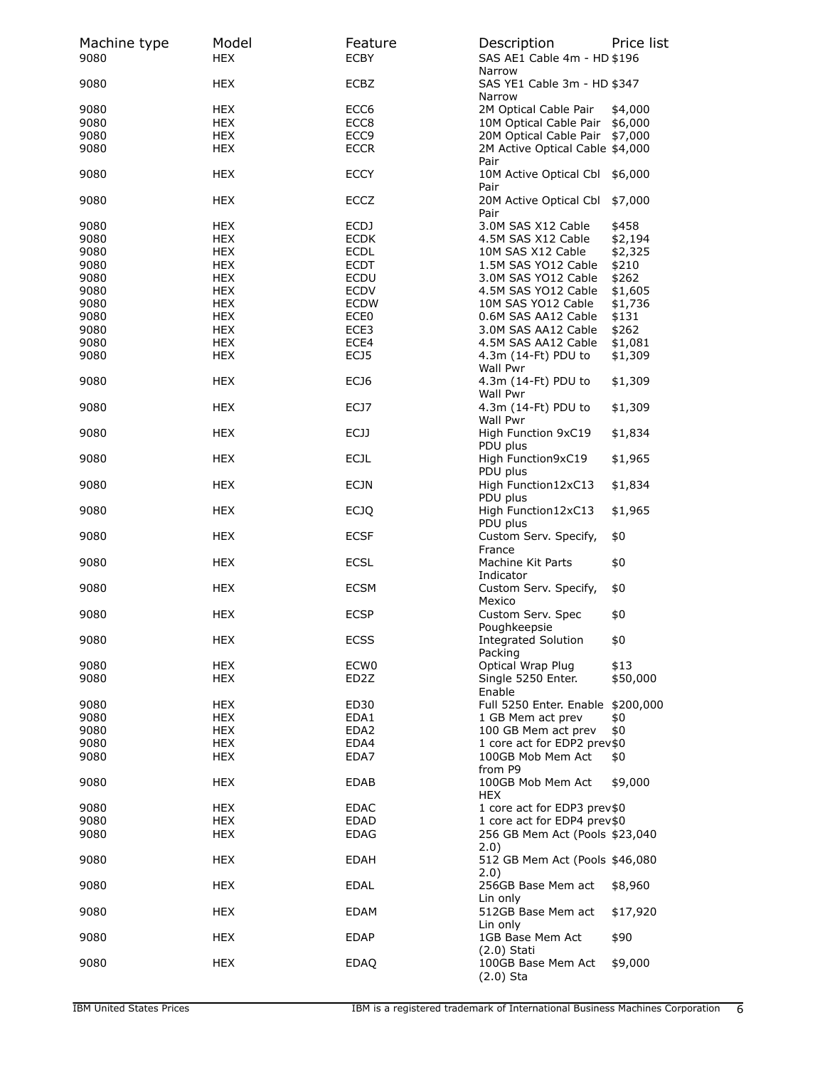| Machine type | Model | Feature | Description | Price list |
|---|---|---|---|---|
| 9080 | HEX | ECBY | SAS AE1 Cable 4m - HD Narrow | $196 |
| 9080 | HEX | ECBZ | SAS YE1 Cable 3m - HD Narrow | $347 |
| 9080 | HEX | ECC6 | 2M Optical Cable Pair | $4,000 |
| 9080 | HEX | ECC8 | 10M Optical Cable Pair | $6,000 |
| 9080 | HEX | ECC9 | 20M Optical Cable Pair | $7,000 |
| 9080 | HEX | ECCR | 2M Active Optical Cable Pair | $4,000 |
| 9080 | HEX | ECCY | 10M Active Optical Cbl Pair | $6,000 |
| 9080 | HEX | ECCZ | 20M Active Optical Cbl Pair | $7,000 |
| 9080 | HEX | ECDJ | 3.0M SAS X12 Cable | $458 |
| 9080 | HEX | ECDK | 4.5M SAS X12 Cable | $2,194 |
| 9080 | HEX | ECDL | 10M SAS X12 Cable | $2,325 |
| 9080 | HEX | ECDT | 1.5M SAS YO12 Cable | $210 |
| 9080 | HEX | ECDU | 3.0M SAS YO12 Cable | $262 |
| 9080 | HEX | ECDV | 4.5M SAS YO12 Cable | $1,605 |
| 9080 | HEX | ECDW | 10M SAS YO12 Cable | $1,736 |
| 9080 | HEX | ECE0 | 0.6M SAS AA12 Cable | $131 |
| 9080 | HEX | ECE3 | 3.0M SAS AA12 Cable | $262 |
| 9080 | HEX | ECE4 | 4.5M SAS AA12 Cable | $1,081 |
| 9080 | HEX | ECJ5 | 4.3m (14-Ft) PDU to Wall Pwr | $1,309 |
| 9080 | HEX | ECJ6 | 4.3m (14-Ft) PDU to Wall Pwr | $1,309 |
| 9080 | HEX | ECJ7 | 4.3m (14-Ft) PDU to Wall Pwr | $1,309 |
| 9080 | HEX | ECJJ | High Function 9xC19 PDU plus | $1,834 |
| 9080 | HEX | ECJL | High Function9xC19 PDU plus | $1,965 |
| 9080 | HEX | ECJN | High Function12xC13 PDU plus | $1,834 |
| 9080 | HEX | ECJQ | High Function12xC13 PDU plus | $1,965 |
| 9080 | HEX | ECSF | Custom Serv. Specify, France | $0 |
| 9080 | HEX | ECSL | Machine Kit Parts Indicator | $0 |
| 9080 | HEX | ECSM | Custom Serv. Specify, Mexico | $0 |
| 9080 | HEX | ECSP | Custom Serv. Spec Poughkeepsie | $0 |
| 9080 | HEX | ECSS | Integrated Solution Packing | $0 |
| 9080 | HEX | ECW0 | Optical Wrap Plug | $13 |
| 9080 | HEX | ED2Z | Single 5250 Enter. Enable | $50,000 |
| 9080 | HEX | ED30 | Full 5250 Enter. Enable | $200,000 |
| 9080 | HEX | EDA1 | 1 GB Mem act prev | $0 |
| 9080 | HEX | EDA2 | 100 GB Mem act prev | $0 |
| 9080 | HEX | EDA4 | 1 core act for EDP2 prev | $0 |
| 9080 | HEX | EDA7 | 100GB Mob Mem Act from P9 | $0 |
| 9080 | HEX | EDAB | 100GB Mob Mem Act HEX | $9,000 |
| 9080 | HEX | EDAC | 1 core act for EDP3 prev | $0 |
| 9080 | HEX | EDAD | 1 core act for EDP4 prev | $0 |
| 9080 | HEX | EDAG | 256 GB Mem Act (Pools 2.0) | $23,040 |
| 9080 | HEX | EDAH | 512 GB Mem Act (Pools 2.0) | $46,080 |
| 9080 | HEX | EDAL | 256GB Base Mem act Lin only | $8,960 |
| 9080 | HEX | EDAM | 512GB Base Mem act Lin only | $17,920 |
| 9080 | HEX | EDAP | 1GB Base Mem Act (2.0) Stati | $90 |
| 9080 | HEX | EDAQ | 100GB Base Mem Act (2.0) Sta | $9,000 |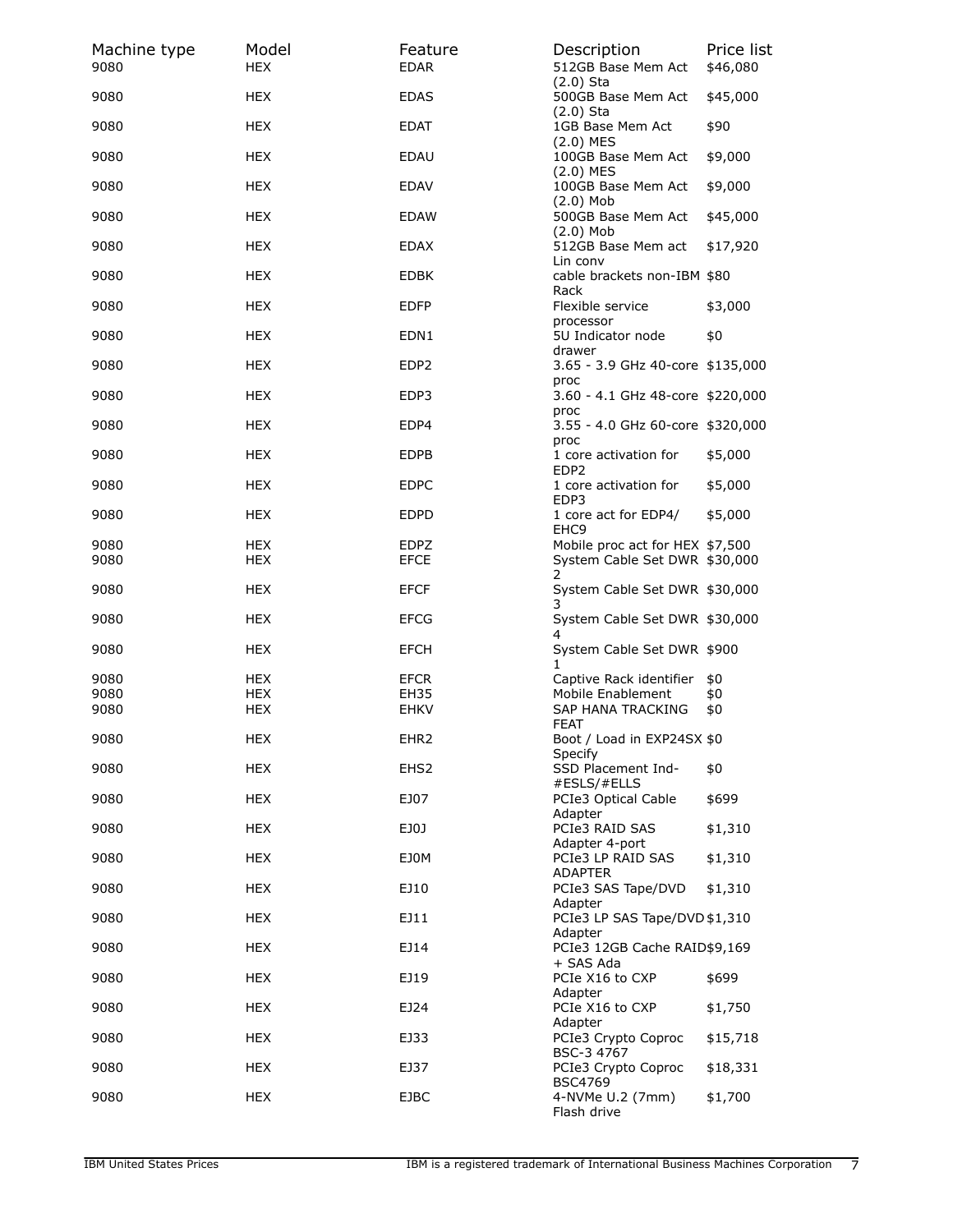| Machine type | Model | Feature | Description | Price list |
| --- | --- | --- | --- | --- |
| 9080 | HEX | EDAR | 512GB Base Mem Act (2.0) Sta | $46,080 |
| 9080 | HEX | EDAS | 500GB Base Mem Act (2.0) Sta | $45,000 |
| 9080 | HEX | EDAT | 1GB Base Mem Act (2.0) MES | $90 |
| 9080 | HEX | EDAU | 100GB Base Mem Act (2.0) MES | $9,000 |
| 9080 | HEX | EDAV | 100GB Base Mem Act (2.0) Mob | $9,000 |
| 9080 | HEX | EDAW | 500GB Base Mem Act (2.0) Mob | $45,000 |
| 9080 | HEX | EDAX | 512GB Base Mem act Lin conv | $17,920 |
| 9080 | HEX | EDBK | cable brackets non-IBM Rack | $80 |
| 9080 | HEX | EDFP | Flexible service processor | $3,000 |
| 9080 | HEX | EDN1 | 5U Indicator node drawer | $0 |
| 9080 | HEX | EDP2 | 3.65 - 3.9 GHz 40-core proc | $135,000 |
| 9080 | HEX | EDP3 | 3.60 - 4.1 GHz 48-core proc | $220,000 |
| 9080 | HEX | EDP4 | 3.55 - 4.0 GHz 60-core proc | $320,000 |
| 9080 | HEX | EDPB | 1 core activation for EDP2 | $5,000 |
| 9080 | HEX | EDPC | 1 core activation for EDP3 | $5,000 |
| 9080 | HEX | EDPD | 1 core act for EDP4/ EHC9 | $5,000 |
| 9080 | HEX | EDPZ | Mobile proc act for HEX | $7,500 |
| 9080 | HEX | EFCE | System Cable Set DWR 2 | $30,000 |
| 9080 | HEX | EFCF | System Cable Set DWR 3 | $30,000 |
| 9080 | HEX | EFCG | System Cable Set DWR 4 | $30,000 |
| 9080 | HEX | EFCH | System Cable Set DWR 1 | $900 |
| 9080 | HEX | EFCR | Captive Rack identifier | $0 |
| 9080 | HEX | EH35 | Mobile Enablement | $0 |
| 9080 | HEX | EHKV | SAP HANA TRACKING FEAT | $0 |
| 9080 | HEX | EHR2 | Boot / Load in EXP24SX Specify | $0 |
| 9080 | HEX | EHS2 | SSD Placement Ind- #ESLS/#ELLS | $0 |
| 9080 | HEX | EJ07 | PCIe3 Optical Cable Adapter | $699 |
| 9080 | HEX | EJ0J | PCIe3 RAID SAS Adapter 4-port | $1,310 |
| 9080 | HEX | EJ0M | PCIe3 LP RAID SAS ADAPTER | $1,310 |
| 9080 | HEX | EJ10 | PCIe3 SAS Tape/DVD Adapter | $1,310 |
| 9080 | HEX | EJ11 | PCIe3 LP SAS Tape/DVD Adapter | $1,310 |
| 9080 | HEX | EJ14 | PCIe3 12GB Cache RAID + SAS Ada | $9,169 |
| 9080 | HEX | EJ19 | PCIe X16 to CXP Adapter | $699 |
| 9080 | HEX | EJ24 | PCIe X16 to CXP Adapter | $1,750 |
| 9080 | HEX | EJ33 | PCIe3 Crypto Coproc BSC-3 4767 | $15,718 |
| 9080 | HEX | EJ37 | PCIe3 Crypto Coproc BSC4769 | $18,331 |
| 9080 | HEX | EJBC | 4-NVMe U.2 (7mm) Flash drive | $1,700 |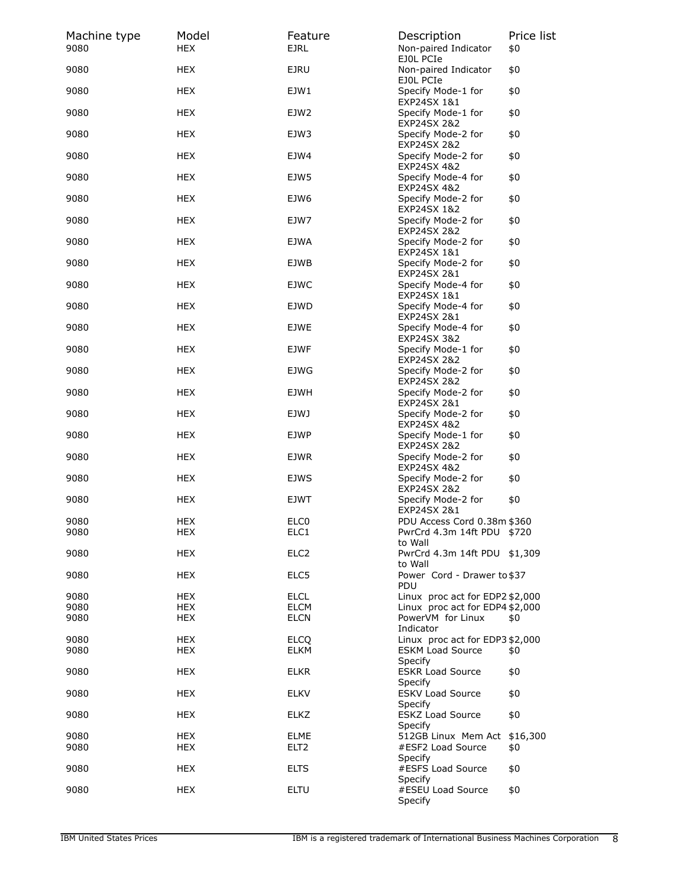| Machine type | Model | Feature | Description | Price list |
|---|---|---|---|---|
| 9080 | HEX | EJRL | Non-paired Indicator EJ0L PCIe | $0 |
| 9080 | HEX | EJRU | Non-paired Indicator EJ0L PCIe | $0 |
| 9080 | HEX | EJW1 | Specify Mode-1 for EXP24SX 1&1 | $0 |
| 9080 | HEX | EJW2 | Specify Mode-1 for EXP24SX 2&2 | $0 |
| 9080 | HEX | EJW3 | Specify Mode-2 for EXP24SX 2&2 | $0 |
| 9080 | HEX | EJW4 | Specify Mode-2 for EXP24SX 4&2 | $0 |
| 9080 | HEX | EJW5 | Specify Mode-4 for EXP24SX 4&2 | $0 |
| 9080 | HEX | EJW6 | Specify Mode-2 for EXP24SX 1&2 | $0 |
| 9080 | HEX | EJW7 | Specify Mode-2 for EXP24SX 2&2 | $0 |
| 9080 | HEX | EJWA | Specify Mode-2 for EXP24SX 1&1 | $0 |
| 9080 | HEX | EJWB | Specify Mode-2 for EXP24SX 2&1 | $0 |
| 9080 | HEX | EJWC | Specify Mode-4 for EXP24SX 1&1 | $0 |
| 9080 | HEX | EJWD | Specify Mode-4 for EXP24SX 2&1 | $0 |
| 9080 | HEX | EJWE | Specify Mode-4 for EXP24SX 3&2 | $0 |
| 9080 | HEX | EJWF | Specify Mode-1 for EXP24SX 2&2 | $0 |
| 9080 | HEX | EJWG | Specify Mode-2 for EXP24SX 2&2 | $0 |
| 9080 | HEX | EJWH | Specify Mode-2 for EXP24SX 2&1 | $0 |
| 9080 | HEX | EJWJ | Specify Mode-2 for EXP24SX 4&2 | $0 |
| 9080 | HEX | EJWP | Specify Mode-1 for EXP24SX 2&2 | $0 |
| 9080 | HEX | EJWR | Specify Mode-2 for EXP24SX 4&2 | $0 |
| 9080 | HEX | EJWS | Specify Mode-2 for EXP24SX 2&2 | $0 |
| 9080 | HEX | EJWT | Specify Mode-2 for EXP24SX 2&1 | $0 |
| 9080 | HEX | ELC0 | PDU Access Cord 0.38m | $360 |
| 9080 | HEX | ELC1 | PwrCrd 4.3m 14ft PDU to Wall | $720 |
| 9080 | HEX | ELC2 | PwrCrd 4.3m 14ft PDU to Wall | $1,309 |
| 9080 | HEX | ELC5 | Power Cord - Drawer to PDU | $37 |
| 9080 | HEX | ELCL | Linux proc act for EDP2 | $2,000 |
| 9080 | HEX | ELCM | Linux proc act for EDP4 | $2,000 |
| 9080 | HEX | ELCN | PowerVM for Linux Indicator | $0 |
| 9080 | HEX | ELCQ | Linux proc act for EDP3 | $2,000 |
| 9080 | HEX | ELKM | ESKM Load Source Specify | $0 |
| 9080 | HEX | ELKR | ESKR Load Source Specify | $0 |
| 9080 | HEX | ELKV | ESKV Load Source Specify | $0 |
| 9080 | HEX | ELKZ | ESKZ Load Source Specify | $0 |
| 9080 | HEX | ELME | 512GB Linux Mem Act | $16,300 |
| 9080 | HEX | ELT2 | #ESF2 Load Source Specify | $0 |
| 9080 | HEX | ELTS | #ESFS Load Source Specify | $0 |
| 9080 | HEX | ELTU | #ESEU Load Source Specify | $0 |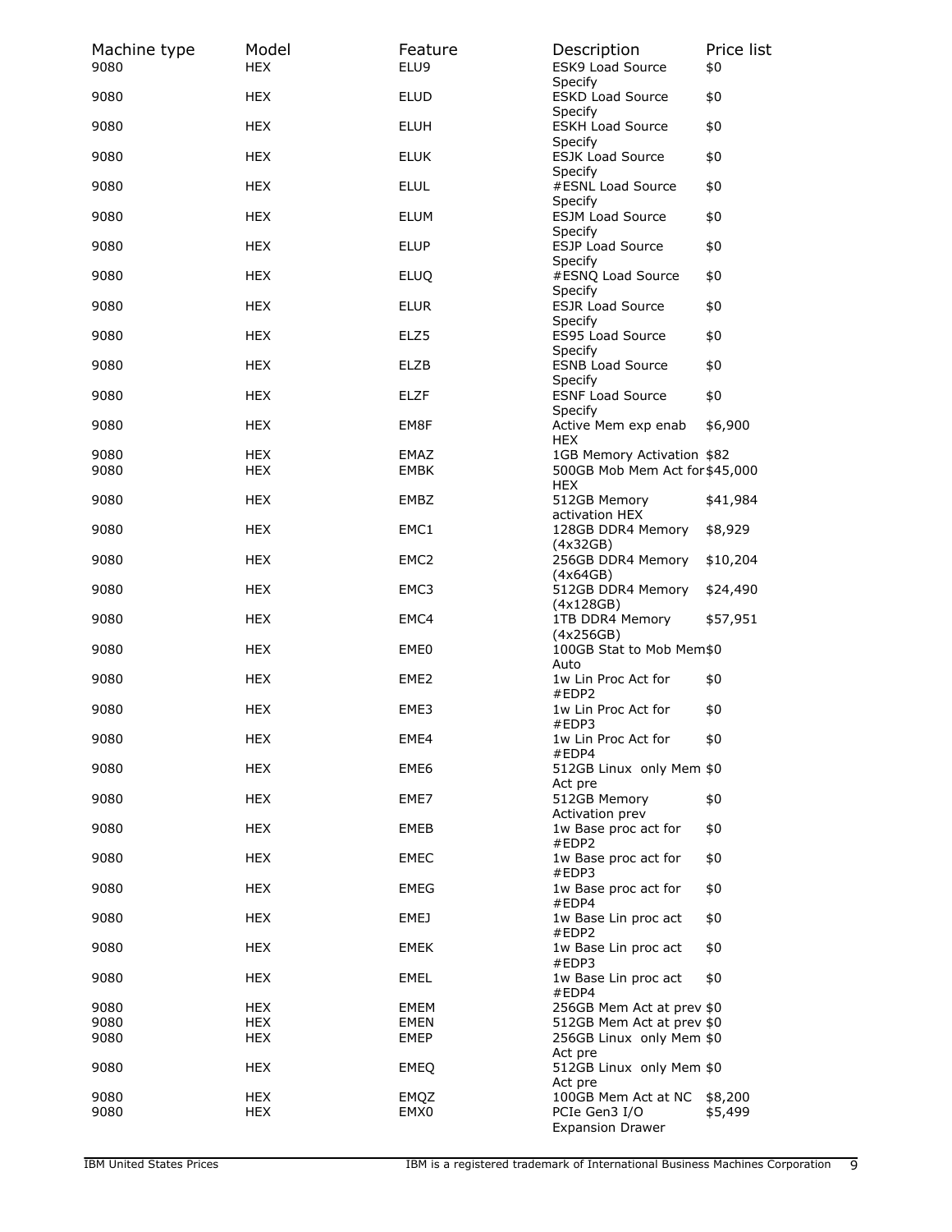| Machine type | Model | Feature | Description | Price list |
|---|---|---|---|---|
| 9080 | HEX | ELU9 | ESK9 Load Source Specify | $0 |
| 9080 | HEX | ELUD | ESKD Load Source Specify | $0 |
| 9080 | HEX | ELUH | ESKH Load Source Specify | $0 |
| 9080 | HEX | ELUK | ESJK Load Source Specify | $0 |
| 9080 | HEX | ELUL | #ESNL Load Source Specify | $0 |
| 9080 | HEX | ELUM | ESJM Load Source Specify | $0 |
| 9080 | HEX | ELUP | ESJP Load Source Specify | $0 |
| 9080 | HEX | ELUQ | #ESNQ Load Source Specify | $0 |
| 9080 | HEX | ELUR | ESJR Load Source Specify | $0 |
| 9080 | HEX | ELZ5 | ES95 Load Source Specify | $0 |
| 9080 | HEX | ELZB | ESNB Load Source Specify | $0 |
| 9080 | HEX | ELZF | ESNF Load Source Specify | $0 |
| 9080 | HEX | EM8F | Active Mem exp enab HEX | $6,900 |
| 9080 | HEX | EMAZ | 1GB Memory Activation | $82 |
| 9080 | HEX | EMBK | 500GB Mob Mem Act for HEX | $45,000 |
| 9080 | HEX | EMBZ | 512GB Memory activation HEX | $41,984 |
| 9080 | HEX | EMC1 | 128GB DDR4 Memory (4x32GB) | $8,929 |
| 9080 | HEX | EMC2 | 256GB DDR4 Memory (4x64GB) | $10,204 |
| 9080 | HEX | EMC3 | 512GB DDR4 Memory (4x128GB) | $24,490 |
| 9080 | HEX | EMC4 | 1TB DDR4 Memory (4x256GB) | $57,951 |
| 9080 | HEX | EME0 | 100GB Stat to Mob Mem Auto | $0 |
| 9080 | HEX | EME2 | 1w Lin Proc Act for #EDP2 | $0 |
| 9080 | HEX | EME3 | 1w Lin Proc Act for #EDP3 | $0 |
| 9080 | HEX | EME4 | 1w Lin Proc Act for #EDP4 | $0 |
| 9080 | HEX | EME6 | 512GB Linux only Mem Act pre | $0 |
| 9080 | HEX | EME7 | 512GB Memory Activation prev | $0 |
| 9080 | HEX | EMEB | 1w Base proc act for #EDP2 | $0 |
| 9080 | HEX | EMEC | 1w Base proc act for #EDP3 | $0 |
| 9080 | HEX | EMEG | 1w Base proc act for #EDP4 | $0 |
| 9080 | HEX | EMEJ | 1w Base Lin proc act #EDP2 | $0 |
| 9080 | HEX | EMEK | 1w Base Lin proc act #EDP3 | $0 |
| 9080 | HEX | EMEL | 1w Base Lin proc act #EDP4 | $0 |
| 9080 | HEX | EMEM | 256GB Mem Act at prev | $0 |
| 9080 | HEX | EMEN | 512GB Mem Act at prev | $0 |
| 9080 | HEX | EMEP | 256GB Linux only Mem Act pre | $0 |
| 9080 | HEX | EMEQ | 512GB Linux only Mem Act pre | $0 |
| 9080 | HEX | EMQZ | 100GB Mem Act at NC | $8,200 |
| 9080 | HEX | EMX0 | PCIe Gen3 I/O Expansion Drawer | $5,499 |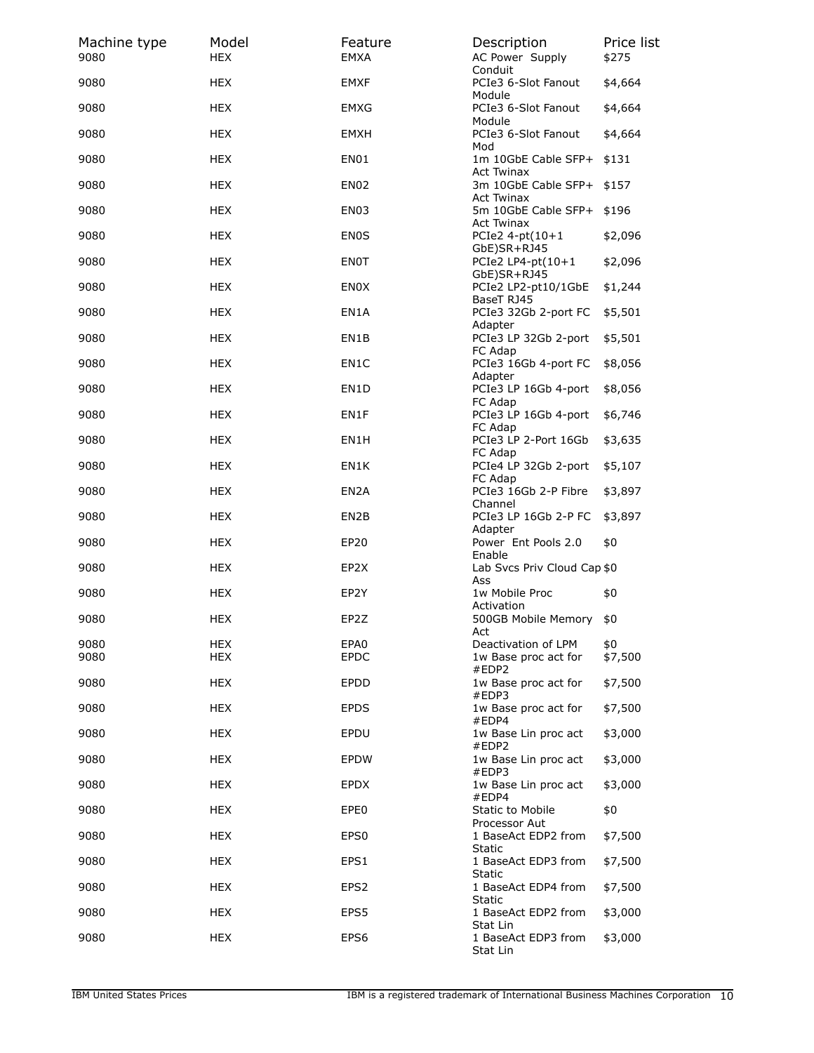| Machine type | Model | Feature | Description | Price list |
|---|---|---|---|---|
| 9080 | HEX | EMXA | AC Power Supply Conduit | $275 |
| 9080 | HEX | EMXF | PCIe3 6-Slot Fanout Module | $4,664 |
| 9080 | HEX | EMXG | PCIe3 6-Slot Fanout Module | $4,664 |
| 9080 | HEX | EMXH | PCIe3 6-Slot Fanout Mod | $4,664 |
| 9080 | HEX | EN01 | 1m 10GbE Cable SFP+ Act Twinax | $131 |
| 9080 | HEX | EN02 | 3m 10GbE Cable SFP+ Act Twinax | $157 |
| 9080 | HEX | EN03 | 5m 10GbE Cable SFP+ Act Twinax | $196 |
| 9080 | HEX | EN0S | PCIe2 4-pt(10+1 GbE)SR+RJ45 | $2,096 |
| 9080 | HEX | EN0T | PCIe2 LP4-pt(10+1 GbE)SR+RJ45 | $2,096 |
| 9080 | HEX | EN0X | PCIe2 LP2-pt10/1GbE BaseT RJ45 | $1,244 |
| 9080 | HEX | EN1A | PCIe3 32Gb 2-port FC Adapter | $5,501 |
| 9080 | HEX | EN1B | PCIe3 LP 32Gb 2-port FC Adap | $5,501 |
| 9080 | HEX | EN1C | PCIe3 16Gb 4-port FC Adapter | $8,056 |
| 9080 | HEX | EN1D | PCIe3 LP 16Gb 4-port FC Adap | $8,056 |
| 9080 | HEX | EN1F | PCIe3 LP 16Gb 4-port FC Adap | $6,746 |
| 9080 | HEX | EN1H | PCIe3 LP 2-Port 16Gb FC Adap | $3,635 |
| 9080 | HEX | EN1K | PCIe4 LP 32Gb 2-port FC Adap | $5,107 |
| 9080 | HEX | EN2A | PCIe3 16Gb 2-P Fibre Channel | $3,897 |
| 9080 | HEX | EN2B | PCIe3 LP 16Gb 2-P FC Adapter | $3,897 |
| 9080 | HEX | EP20 | Power Ent Pools 2.0 Enable | $0 |
| 9080 | HEX | EP2X | Lab Svcs Priv Cloud Cap Ass | $0 |
| 9080 | HEX | EP2Y | 1w Mobile Proc Activation | $0 |
| 9080 | HEX | EP2Z | 500GB Mobile Memory Act | $0 |
| 9080 | HEX | EPA0 | Deactivation of LPM | $0 |
| 9080 | HEX | EPDC | 1w Base proc act for #EDP2 | $7,500 |
| 9080 | HEX | EPDD | 1w Base proc act for #EDP3 | $7,500 |
| 9080 | HEX | EPDS | 1w Base proc act for #EDP4 | $7,500 |
| 9080 | HEX | EPDU | 1w Base Lin proc act #EDP2 | $3,000 |
| 9080 | HEX | EPDW | 1w Base Lin proc act #EDP3 | $3,000 |
| 9080 | HEX | EPDX | 1w Base Lin proc act #EDP4 | $3,000 |
| 9080 | HEX | EPE0 | Static to Mobile Processor Aut | $0 |
| 9080 | HEX | EPS0 | 1 BaseAct EDP2 from Static | $7,500 |
| 9080 | HEX | EPS1 | 1 BaseAct EDP3 from Static | $7,500 |
| 9080 | HEX | EPS2 | 1 BaseAct EDP4 from Static | $7,500 |
| 9080 | HEX | EPS5 | 1 BaseAct EDP2 from Stat Lin | $3,000 |
| 9080 | HEX | EPS6 | 1 BaseAct EDP3 from Stat Lin | $3,000 |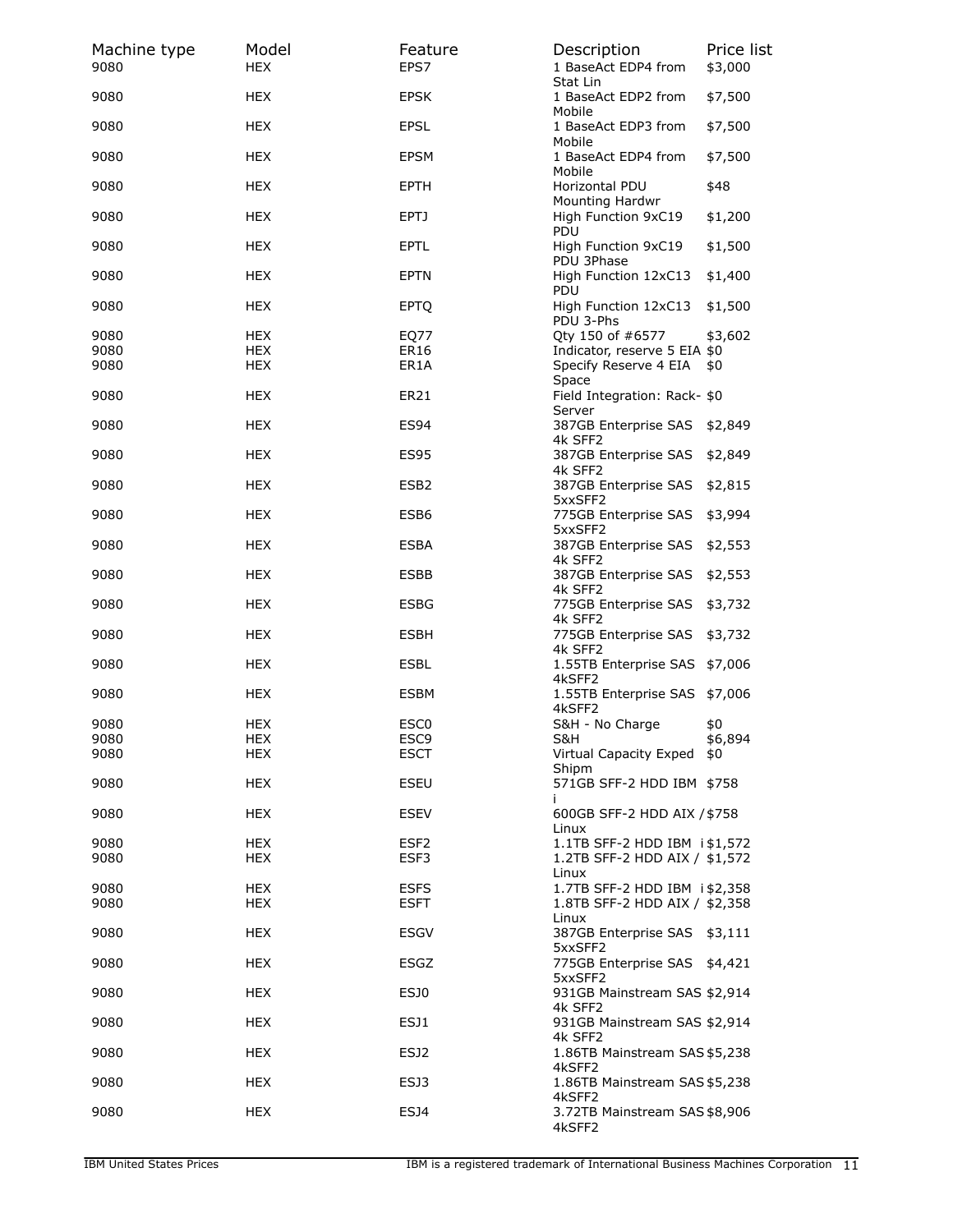| Machine type | Model | Feature | Description | Price list |
| --- | --- | --- | --- | --- |
| 9080 | HEX | EPS7 | 1 BaseAct EDP4 from Stat Lin | $3,000 |
| 9080 | HEX | EPSK | 1 BaseAct EDP2 from Mobile | $7,500 |
| 9080 | HEX | EPSL | 1 BaseAct EDP3 from Mobile | $7,500 |
| 9080 | HEX | EPSM | 1 BaseAct EDP4 from Mobile | $7,500 |
| 9080 | HEX | EPTH | Horizontal PDU Mounting Hardwr | $48 |
| 9080 | HEX | EPTJ | High Function 9xC19 PDU | $1,200 |
| 9080 | HEX | EPTL | High Function 9xC19 PDU 3Phase | $1,500 |
| 9080 | HEX | EPTN | High Function 12xC13 PDU | $1,400 |
| 9080 | HEX | EPTQ | High Function 12xC13 PDU 3-Phs | $1,500 |
| 9080 | HEX | EQ77 | Qty 150 of #6577 | $3,602 |
| 9080 | HEX | ER16 | Indicator, reserve 5 EIA | $0 |
| 9080 | HEX | ER1A | Specify Reserve 4 EIA Space | $0 |
| 9080 | HEX | ER21 | Field Integration: Rack-Server | $0 |
| 9080 | HEX | ES94 | 387GB Enterprise SAS 4k SFF2 | $2,849 |
| 9080 | HEX | ES95 | 387GB Enterprise SAS 4k SFF2 | $2,849 |
| 9080 | HEX | ESB2 | 387GB Enterprise SAS 5xxSFF2 | $2,815 |
| 9080 | HEX | ESB6 | 775GB Enterprise SAS 5xxSFF2 | $3,994 |
| 9080 | HEX | ESBA | 387GB Enterprise SAS 4k SFF2 | $2,553 |
| 9080 | HEX | ESBB | 387GB Enterprise SAS 4k SFF2 | $2,553 |
| 9080 | HEX | ESBG | 775GB Enterprise SAS 4k SFF2 | $3,732 |
| 9080 | HEX | ESBH | 775GB Enterprise SAS 4k SFF2 | $3,732 |
| 9080 | HEX | ESBL | 1.55TB Enterprise SAS 4kSFF2 | $7,006 |
| 9080 | HEX | ESBM | 1.55TB Enterprise SAS 4kSFF2 | $7,006 |
| 9080 | HEX | ESC0 | S&H - No Charge | $0 |
| 9080 | HEX | ESC9 | S&H | $6,894 |
| 9080 | HEX | ESCT | Virtual Capacity Exped Shipm | $0 |
| 9080 | HEX | ESEU | 571GB SFF-2 HDD IBM i | $758 |
| 9080 | HEX | ESEV | 600GB SFF-2 HDD AIX / Linux | $758 |
| 9080 | HEX | ESF2 | 1.1TB SFF-2 HDD IBM i | $1,572 |
| 9080 | HEX | ESF3 | 1.2TB SFF-2 HDD AIX / Linux | $1,572 |
| 9080 | HEX | ESFS | 1.7TB SFF-2 HDD IBM i | $2,358 |
| 9080 | HEX | ESFT | 1.8TB SFF-2 HDD AIX / Linux | $2,358 |
| 9080 | HEX | ESGV | 387GB Enterprise SAS 5xxSFF2 | $3,111 |
| 9080 | HEX | ESGZ | 775GB Enterprise SAS 5xxSFF2 | $4,421 |
| 9080 | HEX | ESJ0 | 931GB Mainstream SAS 4k SFF2 | $2,914 |
| 9080 | HEX | ESJ1 | 931GB Mainstream SAS 4k SFF2 | $2,914 |
| 9080 | HEX | ESJ2 | 1.86TB Mainstream SAS 4kSFF2 | $5,238 |
| 9080 | HEX | ESJ3 | 1.86TB Mainstream SAS 4kSFF2 | $5,238 |
| 9080 | HEX | ESJ4 | 3.72TB Mainstream SAS 4kSFF2 | $8,906 |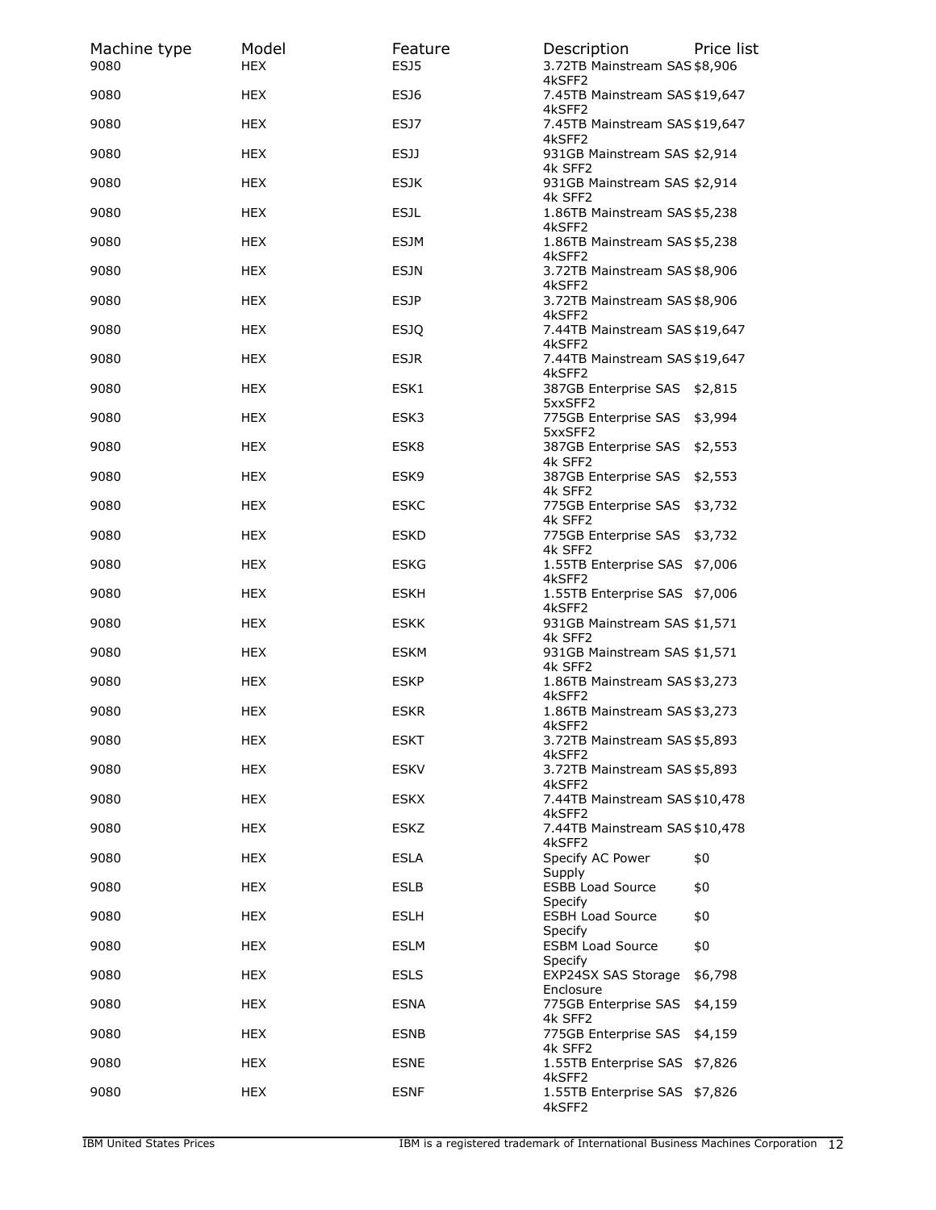| Machine type | Model | Feature | Description | Price list |
|---|---|---|---|---|
| 9080 | HEX | ESJ5 | 3.72TB Mainstream SAS 4kSFF2 | $8,906 |
| 9080 | HEX | ESJ6 | 7.45TB Mainstream SAS 4kSFF2 | $19,647 |
| 9080 | HEX | ESJ7 | 7.45TB Mainstream SAS 4kSFF2 | $19,647 |
| 9080 | HEX | ESJJ | 931GB Mainstream SAS 4k SFF2 | $2,914 |
| 9080 | HEX | ESJK | 931GB Mainstream SAS 4k SFF2 | $2,914 |
| 9080 | HEX | ESJL | 1.86TB Mainstream SAS 4kSFF2 | $5,238 |
| 9080 | HEX | ESJM | 1.86TB Mainstream SAS 4kSFF2 | $5,238 |
| 9080 | HEX | ESJN | 3.72TB Mainstream SAS 4kSFF2 | $8,906 |
| 9080 | HEX | ESJP | 3.72TB Mainstream SAS 4kSFF2 | $8,906 |
| 9080 | HEX | ESJQ | 7.44TB Mainstream SAS 4kSFF2 | $19,647 |
| 9080 | HEX | ESJR | 7.44TB Mainstream SAS 4kSFF2 | $19,647 |
| 9080 | HEX | ESK1 | 387GB Enterprise SAS 5xxSFF2 | $2,815 |
| 9080 | HEX | ESK3 | 775GB Enterprise SAS 5xxSFF2 | $3,994 |
| 9080 | HEX | ESK8 | 387GB Enterprise SAS 4k SFF2 | $2,553 |
| 9080 | HEX | ESK9 | 387GB Enterprise SAS 4k SFF2 | $2,553 |
| 9080 | HEX | ESKC | 775GB Enterprise SAS 4k SFF2 | $3,732 |
| 9080 | HEX | ESKD | 775GB Enterprise SAS 4k SFF2 | $3,732 |
| 9080 | HEX | ESKG | 1.55TB Enterprise SAS 4kSFF2 | $7,006 |
| 9080 | HEX | ESKH | 1.55TB Enterprise SAS 4kSFF2 | $7,006 |
| 9080 | HEX | ESKK | 931GB Mainstream SAS 4k SFF2 | $1,571 |
| 9080 | HEX | ESKM | 931GB Mainstream SAS 4k SFF2 | $1,571 |
| 9080 | HEX | ESKP | 1.86TB Mainstream SAS 4kSFF2 | $3,273 |
| 9080 | HEX | ESKR | 1.86TB Mainstream SAS 4kSFF2 | $3,273 |
| 9080 | HEX | ESKT | 3.72TB Mainstream SAS 4kSFF2 | $5,893 |
| 9080 | HEX | ESKV | 3.72TB Mainstream SAS 4kSFF2 | $5,893 |
| 9080 | HEX | ESKX | 7.44TB Mainstream SAS 4kSFF2 | $10,478 |
| 9080 | HEX | ESKZ | 7.44TB Mainstream SAS 4kSFF2 | $10,478 |
| 9080 | HEX | ESLA | Specify AC Power Supply | $0 |
| 9080 | HEX | ESLB | ESBB Load Source Specify | $0 |
| 9080 | HEX | ESLH | ESBH Load Source Specify | $0 |
| 9080 | HEX | ESLM | ESBM Load Source Specify | $0 |
| 9080 | HEX | ESLS | EXP24SX SAS Storage Enclosure | $6,798 |
| 9080 | HEX | ESNA | 775GB Enterprise SAS 4k SFF2 | $4,159 |
| 9080 | HEX | ESNB | 775GB Enterprise SAS 4k SFF2 | $4,159 |
| 9080 | HEX | ESNE | 1.55TB Enterprise SAS 4kSFF2 | $7,826 |
| 9080 | HEX | ESNF | 1.55TB Enterprise SAS 4kSFF2 | $7,826 |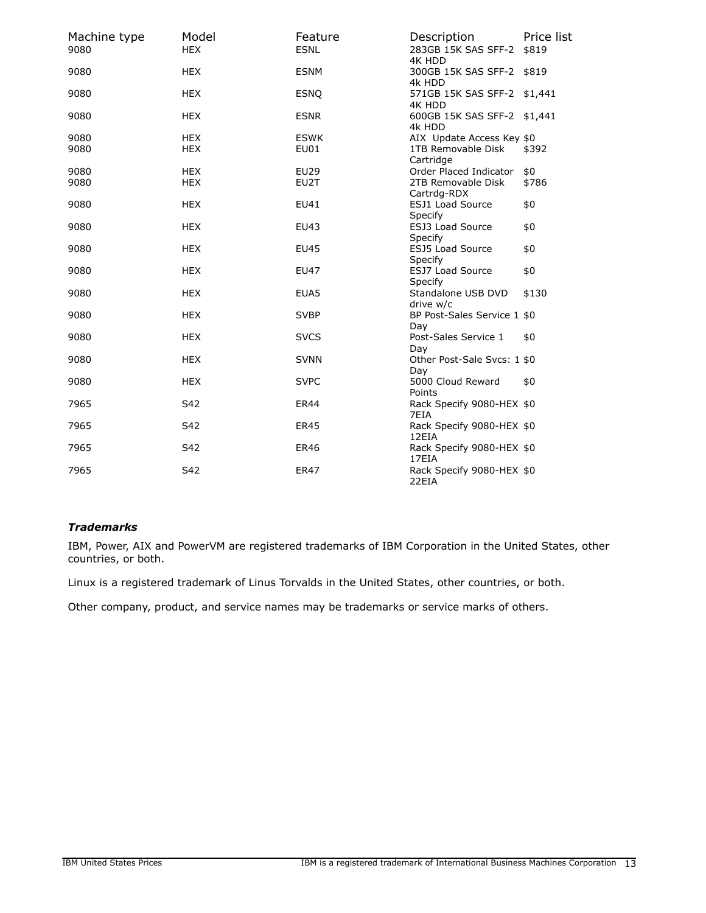| Machine type | Model | Feature | Description | Price list |
| --- | --- | --- | --- | --- |
| 9080 | HEX | ESNL | 283GB 15K SAS SFF-2 4K HDD | $819 |
| 9080 | HEX | ESNM | 300GB 15K SAS SFF-2 4k HDD | $819 |
| 9080 | HEX | ESNQ | 571GB 15K SAS SFF-2 4K HDD | $1,441 |
| 9080 | HEX | ESNR | 600GB 15K SAS SFF-2 4k HDD | $1,441 |
| 9080 | HEX | ESWK | AIX Update Access Key | $0 |
| 9080 | HEX | EU01 | 1TB Removable Disk Cartridge | $392 |
| 9080 | HEX | EU29 | Order Placed Indicator | $0 |
| 9080 | HEX | EU2T | 2TB Removable Disk Cartrdg-RDX | $786 |
| 9080 | HEX | EU41 | ESJ1 Load Source Specify | $0 |
| 9080 | HEX | EU43 | ESJ3 Load Source Specify | $0 |
| 9080 | HEX | EU45 | ESJ5 Load Source Specify | $0 |
| 9080 | HEX | EU47 | ESJ7 Load Source Specify | $0 |
| 9080 | HEX | EUA5 | Standalone USB DVD drive w/c | $130 |
| 9080 | HEX | SVBP | BP Post-Sales Service 1 Day | $0 |
| 9080 | HEX | SVCS | Post-Sales Service 1 Day | $0 |
| 9080 | HEX | SVNN | Other Post-Sale Svcs: 1 Day | $0 |
| 9080 | HEX | SVPC | 5000 Cloud Reward Points | $0 |
| 7965 | S42 | ER44 | Rack Specify 9080-HEX 7EIA | $0 |
| 7965 | S42 | ER45 | Rack Specify 9080-HEX 12EIA | $0 |
| 7965 | S42 | ER46 | Rack Specify 9080-HEX 17EIA | $0 |
| 7965 | S42 | ER47 | Rack Specify 9080-HEX 22EIA | $0 |

***Trademarks***

IBM, Power, AIX and PowerVM are registered trademarks of IBM Corporation in the United States, other countries, or both.

Linux is a registered trademark of Linus Torvalds in the United States, other countries, or both.

Other company, product, and service names may be trademarks or service marks of others.